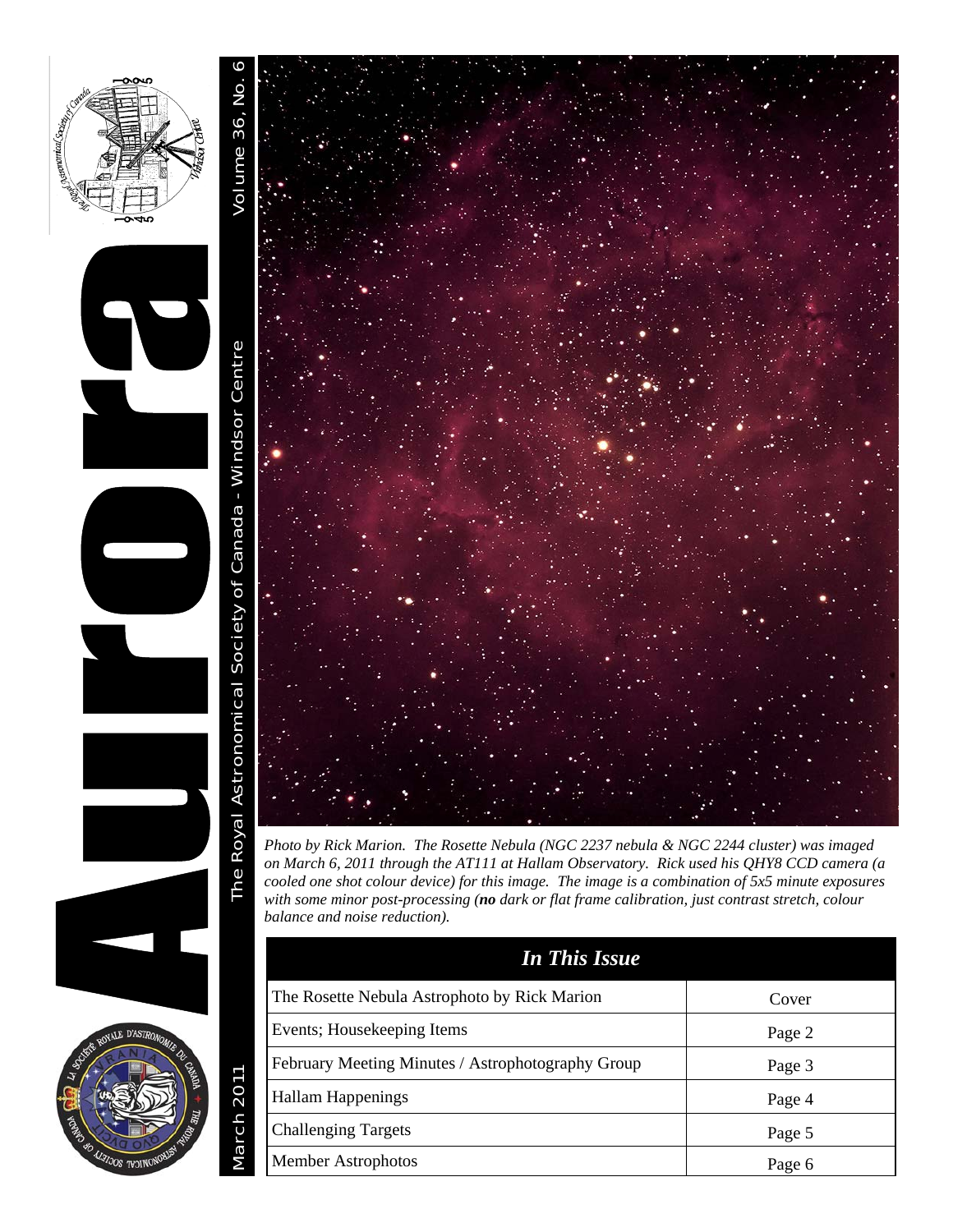# Aurora

The Royal Astronomical Society of Canada - Windsor Centre

Volume 36, No. 6

March 2011

*Photo by Rick Marion. The Rosette Nebula (NGC 2237 nebula & NGC 2244 cluster) was imaged on March 6, 2011 through the AT111 at Hallam Observatory. Rick used his QHY8 CCD camera (a cooled one shot colour device) for this image. The image is a combination of 5x5 minute exposures with some minor post-processing (**no** dark or flat frame calibration, just contrast stretch, colour balance and noise reduction).*

| *In This Issue* | |
|---|---|
| The Rosette Nebula Astrophoto by Rick Marion | Cover |
| Events; Housekeeping Items | Page 2 |
| February Meeting Minutes / Astrophotography Group | Page 3 |
| Hallam Happenings | Page 4 |
| Challenging Targets | Page 5 |
| Member Astrophotos | Page 6 |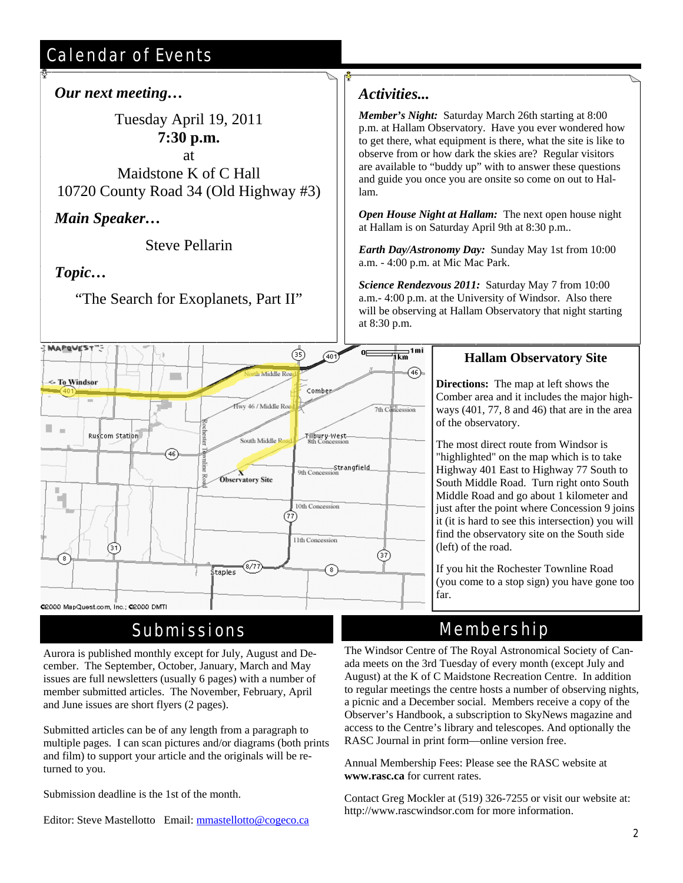# Calendar of Events

## *Our next meeting…*

Tuesday April 19, 2011
**7:30 p.m.**
at
Maidstone K of C Hall
10720 County Road 34 (Old Highway #3)

## *Main Speaker…*

Steve Pellarin

## *Topic…*

"The Search for Exoplanets, Part II"

## *Activities...*

***Member's Night:*** Saturday March 26th starting at 8:00 p.m. at Hallam Observatory. Have you ever wondered how to get there, what equipment is there, what the site is like to observe from or how dark the skies are? Regular visitors are available to "buddy up" with to answer these questions and guide you once you are onsite so come on out to Hallam.

***Open House Night at Hallam:*** The next open house night at Hallam is on Saturday April 9th at 8:30 p.m..

***Earth Day/Astronomy Day:*** Sunday May 1st from 10:00 a.m. - 4:00 p.m. at Mic Mac Park.

***Science Rendezvous 2011:*** Saturday May 7 from 10:00 a.m.- 4:00 p.m. at the University of Windsor. Also there will be observing at Hallam Observatory that night starting at 8:30 p.m.

## Hallam Observatory Site

**Directions:** The map at left shows the Comber area and it includes the major highways (401, 77, 8 and 46) that are in the area of the observatory.

The most direct route from Windsor is "highlighted" on the map which is to take Highway 401 East to Highway 77 South to South Middle Road. Turn right onto South Middle Road and go about 1 kilometer and just after the point where Concession 9 joins it (it is hard to see this intersection) you will find the observatory site on the South side (left) of the road.

If you hit the Rochester Townline Road (you come to a stop sign) you have gone too far.

# Submissions

Aurora is published monthly except for July, August and December. The September, October, January, March and May issues are full newsletters (usually 6 pages) with a number of member submitted articles. The November, February, April and June issues are short flyers (2 pages).

Submitted articles can be of any length from a paragraph to multiple pages. I can scan pictures and/or diagrams (both prints and film) to support your article and the originals will be returned to you.

Submission deadline is the 1st of the month.

Editor: Steve Mastellotto Email: mmastellotto@cogeco.ca

# Membership

The Windsor Centre of The Royal Astronomical Society of Canada meets on the 3rd Tuesday of every month (except July and August) at the K of C Maidstone Recreation Centre. In addition to regular meetings the centre hosts a number of observing nights, a picnic and a December social. Members receive a copy of the Observer's Handbook, a subscription to SkyNews magazine and access to the Centre's library and telescopes. And optionally the RASC Journal in print form—online version free.

Annual Membership Fees: Please see the RASC website at **www.rasc.ca** for current rates.

Contact Greg Mockler at (519) 326-7255 or visit our website at: http://www.rascwindsor.com for more information.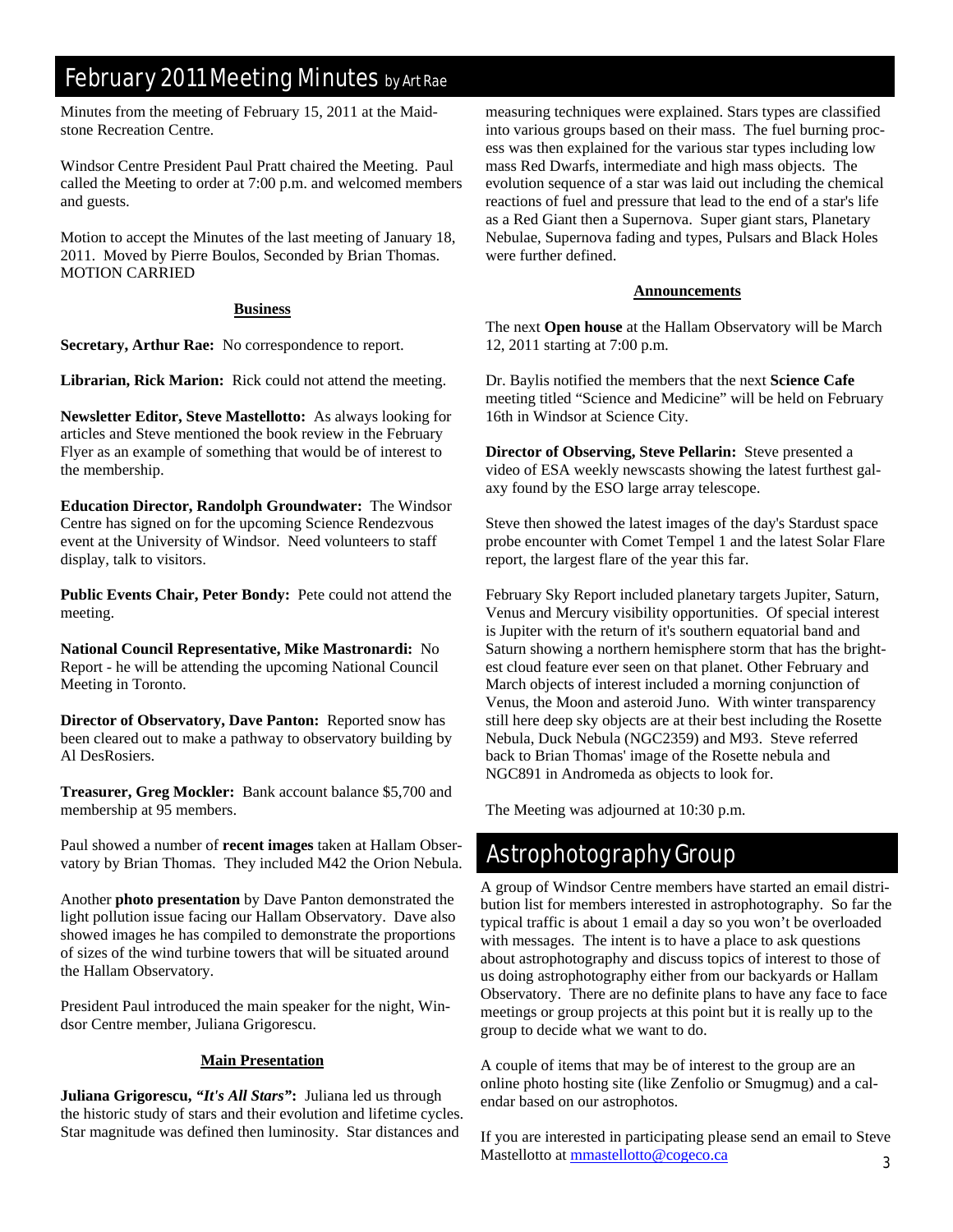# February 2011 Meeting Minutes by Art Rae

Minutes from the meeting of February 15, 2011 at the Maidstone Recreation Centre.

Windsor Centre President Paul Pratt chaired the Meeting. Paul called the Meeting to order at 7:00 p.m. and welcomed members and guests.

Motion to accept the Minutes of the last meeting of January 18, 2011. Moved by Pierre Boulos, Seconded by Brian Thomas. MOTION CARRIED

### Business

**Secretary, Arthur Rae:** No correspondence to report.

**Librarian, Rick Marion:** Rick could not attend the meeting.

**Newsletter Editor, Steve Mastellotto:** As always looking for articles and Steve mentioned the book review in the February Flyer as an example of something that would be of interest to the membership.

**Education Director, Randolph Groundwater:** The Windsor Centre has signed on for the upcoming Science Rendezvous event at the University of Windsor. Need volunteers to staff display, talk to visitors.

**Public Events Chair, Peter Bondy:** Pete could not attend the meeting.

**National Council Representative, Mike Mastronardi:** No Report - he will be attending the upcoming National Council Meeting in Toronto.

**Director of Observatory, Dave Panton:** Reported snow has been cleared out to make a pathway to observatory building by Al DesRosiers.

**Treasurer, Greg Mockler:** Bank account balance $5,700 and membership at 95 members.

Paul showed a number of **recent images** taken at Hallam Observatory by Brian Thomas. They included M42 the Orion Nebula.

Another **photo presentation** by Dave Panton demonstrated the light pollution issue facing our Hallam Observatory. Dave also showed images he has compiled to demonstrate the proportions of sizes of the wind turbine towers that will be situated around the Hallam Observatory.

President Paul introduced the main speaker for the night, Windsor Centre member, Juliana Grigorescu.

### Main Presentation

**Juliana Grigorescu, *"It's All Stars"*:** Juliana led us through the historic study of stars and their evolution and lifetime cycles. Star magnitude was defined then luminosity. Star distances and measuring techniques were explained. Stars types are classified into various groups based on their mass. The fuel burning process was then explained for the various star types including low mass Red Dwarfs, intermediate and high mass objects. The evolution sequence of a star was laid out including the chemical reactions of fuel and pressure that lead to the end of a star's life as a Red Giant then a Supernova. Super giant stars, Planetary Nebulae, Supernova fading and types, Pulsars and Black Holes were further defined.

### Announcements

The next **Open house** at the Hallam Observatory will be March 12, 2011 starting at 7:00 p.m.

Dr. Baylis notified the members that the next **Science Cafe** meeting titled "Science and Medicine" will be held on February 16th in Windsor at Science City.

**Director of Observing, Steve Pellarin:** Steve presented a video of ESA weekly newscasts showing the latest furthest galaxy found by the ESO large array telescope.

Steve then showed the latest images of the day's Stardust space probe encounter with Comet Tempel 1 and the latest Solar Flare report, the largest flare of the year this far.

February Sky Report included planetary targets Jupiter, Saturn, Venus and Mercury visibility opportunities. Of special interest is Jupiter with the return of it's southern equatorial band and Saturn showing a northern hemisphere storm that has the brightest cloud feature ever seen on that planet. Other February and March objects of interest included a morning conjunction of Venus, the Moon and asteroid Juno. With winter transparency still here deep sky objects are at their best including the Rosette Nebula, Duck Nebula (NGC2359) and M93. Steve referred back to Brian Thomas' image of the Rosette nebula and NGC891 in Andromeda as objects to look for.

The Meeting was adjourned at 10:30 p.m.

# Astrophotography Group

A group of Windsor Centre members have started an email distribution list for members interested in astrophotography. So far the typical traffic is about 1 email a day so you won't be overloaded with messages. The intent is to have a place to ask questions about astrophotography and discuss topics of interest to those of us doing astrophotography either from our backyards or Hallam Observatory. There are no definite plans to have any face to face meetings or group projects at this point but it is really up to the group to decide what we want to do.

A couple of items that may be of interest to the group are an online photo hosting site (like Zenfolio or Smugmug) and a calendar based on our astrophotos.

If you are interested in participating please send an email to Steve Mastellotto at [mmastellotto@cogeco.ca](mailto:mmastellotto@cogeco.ca)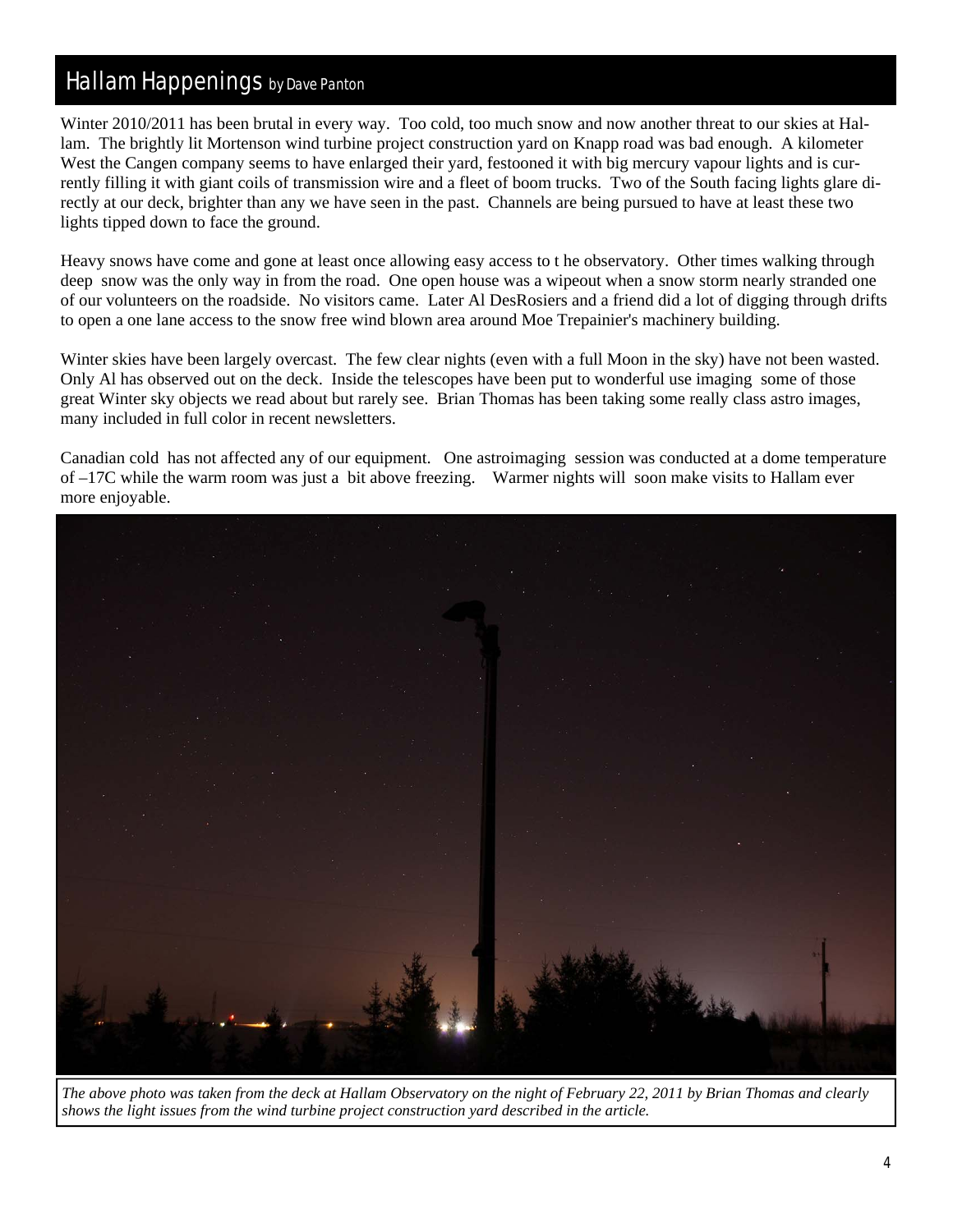# Hallam Happenings by Dave Panton

Winter 2010/2011 has been brutal in every way. Too cold, too much snow and now another threat to our skies at Hallam. The brightly lit Mortenson wind turbine project construction yard on Knapp road was bad enough. A kilometer West the Cangen company seems to have enlarged their yard, festooned it with big mercury vapour lights and is currently filling it with giant coils of transmission wire and a fleet of boom trucks. Two of the South facing lights glare directly at our deck, brighter than any we have seen in the past. Channels are being pursued to have at least these two lights tipped down to face the ground.

Heavy snows have come and gone at least once allowing easy access to t he observatory. Other times walking through deep snow was the only way in from the road. One open house was a wipeout when a snow storm nearly stranded one of our volunteers on the roadside. No visitors came. Later Al DesRosiers and a friend did a lot of digging through drifts to open a one lane access to the snow free wind blown area around Moe Trepainier's machinery building.

Winter skies have been largely overcast. The few clear nights (even with a full Moon in the sky) have not been wasted. Only Al has observed out on the deck. Inside the telescopes have been put to wonderful use imaging some of those great Winter sky objects we read about but rarely see. Brian Thomas has been taking some really class astro images, many included in full color in recent newsletters.

Canadian cold has not affected any of our equipment. One astroimaging session was conducted at a dome temperature of –17C while the warm room was just a bit above freezing. Warmer nights will soon make visits to Hallam ever more enjoyable.

*The above photo was taken from the deck at Hallam Observatory on the night of February 22, 2011 by Brian Thomas and clearly shows the light issues from the wind turbine project construction yard described in the article.*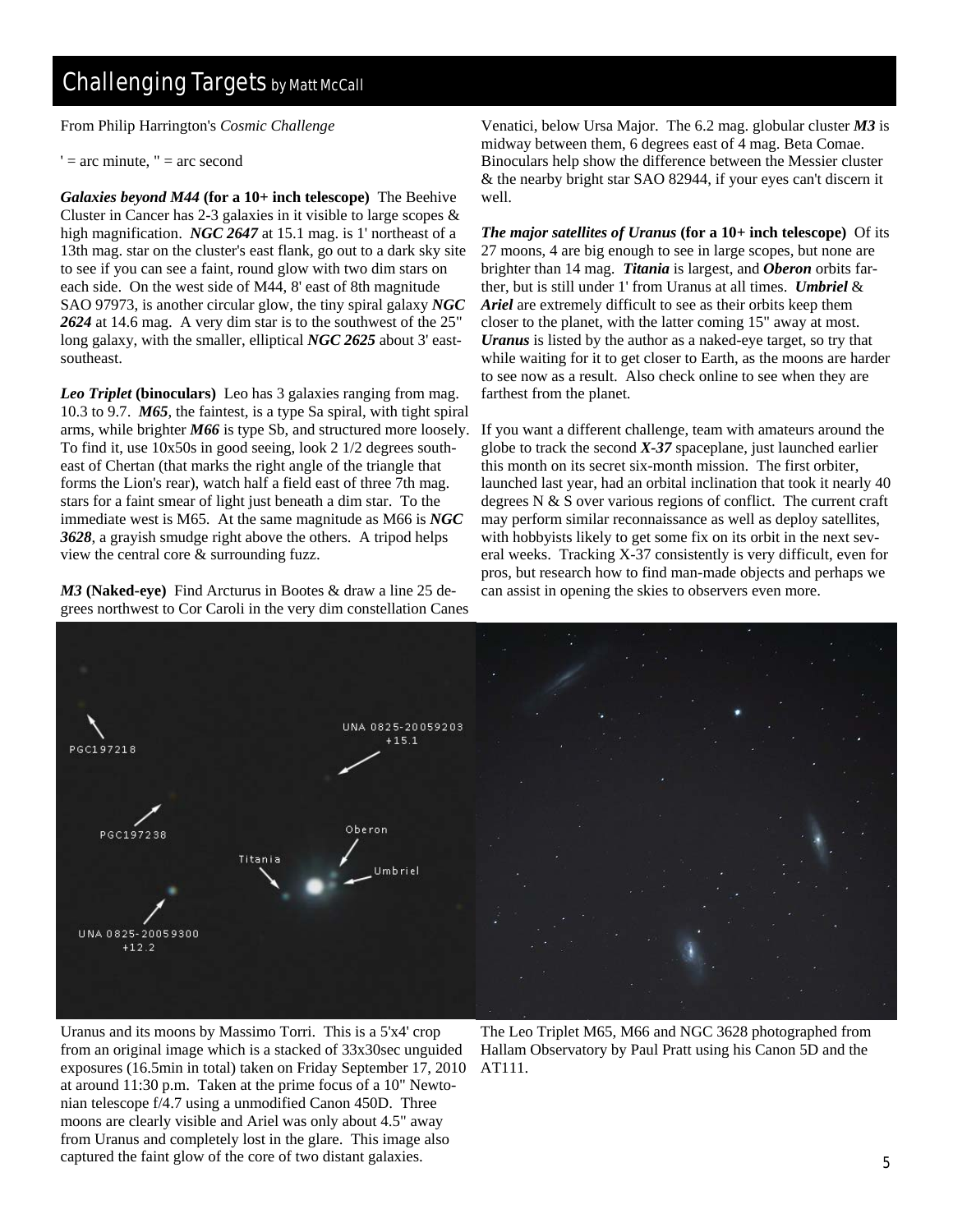# Challenging Targets by Matt McCall

From Philip Harrington's *Cosmic Challenge*

' = arc minute, " = arc second

***Galaxies beyond M44*** **(for a 10+ inch telescope)** The Beehive Cluster in Cancer has 2-3 galaxies in it visible to large scopes & high magnification. ***NGC 2647*** at 15.1 mag. is 1' northeast of a 13th mag. star on the cluster's east flank, go out to a dark sky site to see if you can see a faint, round glow with two dim stars on each side. On the west side of M44, 8' east of 8th magnitude SAO 97973, is another circular glow, the tiny spiral galaxy ***NGC 2624*** at 14.6 mag. A very dim star is to the southwest of the 25" long galaxy, with the smaller, elliptical ***NGC 2625*** about 3' east-southeast.

***Leo Triplet*** **(binoculars)** Leo has 3 galaxies ranging from mag. 10.3 to 9.7. ***M65***, the faintest, is a type Sa spiral, with tight spiral arms, while brighter ***M66*** is type Sb, and structured more loosely. To find it, use 10x50s in good seeing, look 2 1/2 degrees southeast of Chertan (that marks the right angle of the triangle that forms the Lion's rear), watch half a field east of three 7th mag. stars for a faint smear of light just beneath a dim star. To the immediate west is M65. At the same magnitude as M66 is ***NGC 3628***, a grayish smudge right above the others. A tripod helps view the central core & surrounding fuzz.

***M3*** **(Naked-eye)** Find Arcturus in Bootes & draw a line 25 degrees northwest to Cor Caroli in the very dim constellation Canes Venatici, below Ursa Major. The 6.2 mag. globular cluster ***M3*** is midway between them, 6 degrees east of 4 mag. Beta Comae. Binoculars help show the difference between the Messier cluster & the nearby bright star SAO 82944, if your eyes can't discern it well.

***The major satellites of Uranus*** **(for a 10+ inch telescope)** Of its 27 moons, 4 are big enough to see in large scopes, but none are brighter than 14 mag. ***Titania*** is largest, and ***Oberon*** orbits farther, but is still under 1' from Uranus at all times. ***Umbriel*** & ***Ariel*** are extremely difficult to see as their orbits keep them closer to the planet, with the latter coming 15" away at most. ***Uranus*** is listed by the author as a naked-eye target, so try that while waiting for it to get closer to Earth, as the moons are harder to see now as a result. Also check online to see when they are farthest from the planet.

If you want a different challenge, team with amateurs around the globe to track the second ***X-37*** spaceplane, just launched earlier this month on its secret six-month mission. The first orbiter, launched last year, had an orbital inclination that took it nearly 40 degrees N & S over various regions of conflict. The current craft may perform similar reconnaissance as well as deploy satellites, with hobbyists likely to get some fix on its orbit in the next several weeks. Tracking X-37 consistently is very difficult, even for pros, but research how to find man-made objects and perhaps we can assist in opening the skies to observers even more.

Uranus and its moons by Massimo Torri. This is a 5'x4' crop from an original image which is a stacked of 33x30sec unguided exposures (16.5min in total) taken on Friday September 17, 2010 at around 11:30 p.m. Taken at the prime focus of a 10" Newtonian telescope f/4.7 using a unmodified Canon 450D. Three moons are clearly visible and Ariel was only about 4.5" away from Uranus and completely lost in the glare. This image also captured the faint glow of the core of two distant galaxies.

The Leo Triplet M65, M66 and NGC 3628 photographed from Hallam Observatory by Paul Pratt using his Canon 5D and the AT111.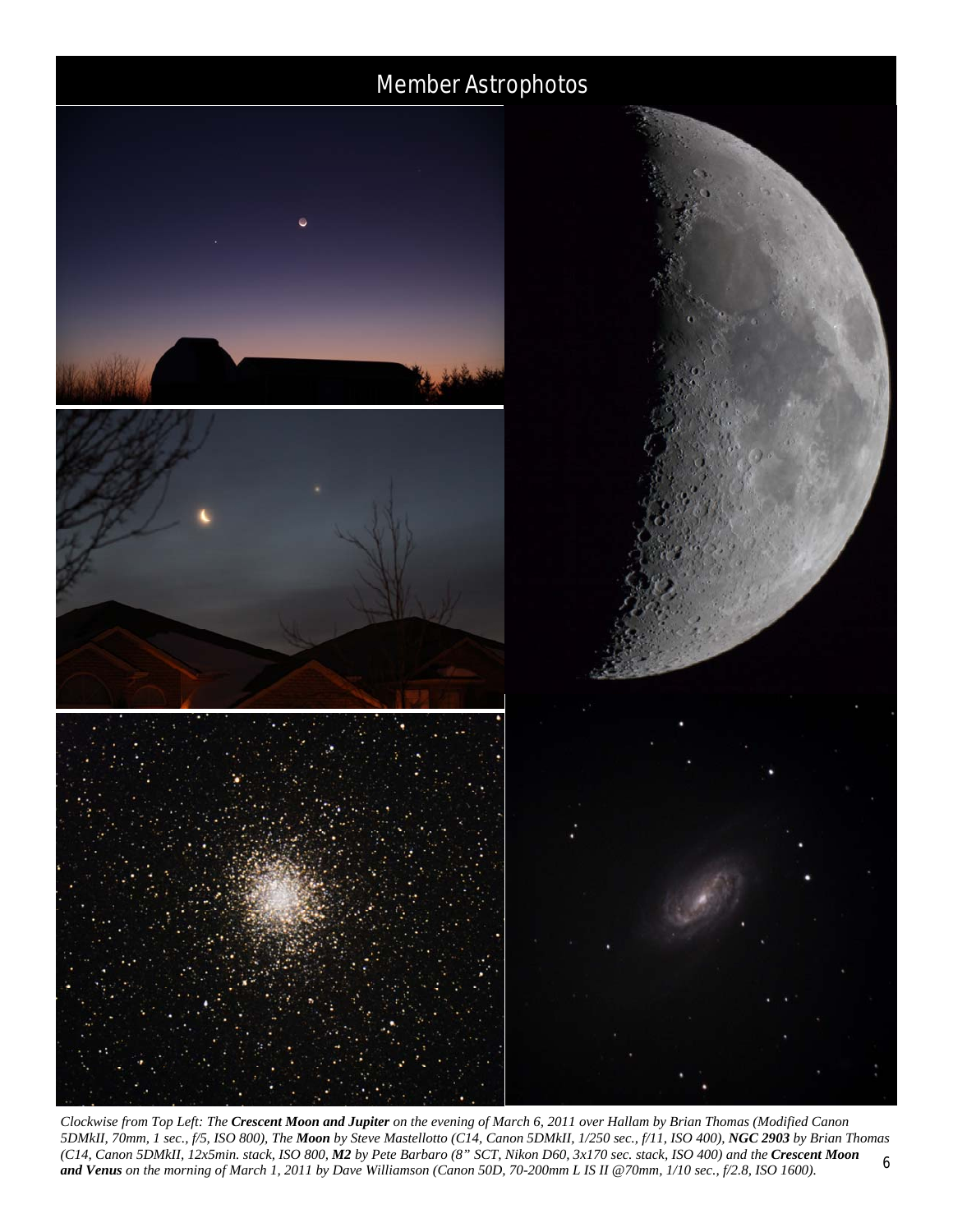# Member Astrophotos

*Clockwise from Top Left: The **Crescent Moon and Jupiter** on the evening of March 6, 2011 over Hallam by Brian Thomas (Modified Canon 5DMkII, 70mm, 1 sec., f/5, ISO 800), The **Moon** by Steve Mastellotto (C14, Canon 5DMkII, 1/250 sec., f/11, ISO 400), **NGC 2903** by Brian Thomas (C14, Canon 5DMkII, 12x5min. stack, ISO 800, **M2** by Pete Barbaro (8" SCT, Nikon D60, 3x170 sec. stack, ISO 400) and the **Crescent Moon and Venus** on the morning of March 1, 2011 by Dave Williamson (Canon 50D, 70-200mm L IS II @70mm, 1/10 sec., f/2.8, ISO 1600).*